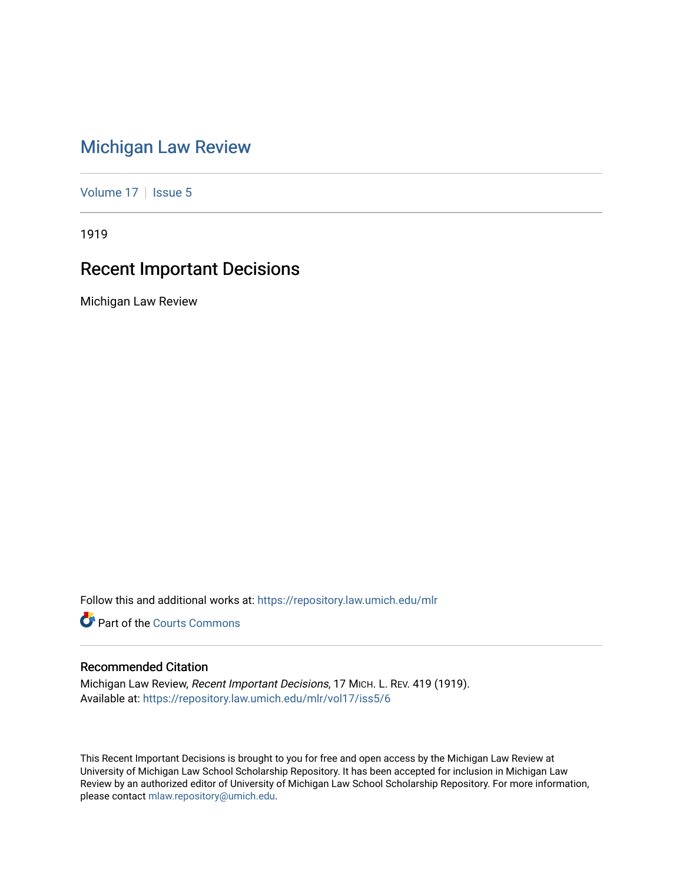# Michigan Law Review

Volume 17 | Issue 5

1919

## Recent Important Decisions

Michigan Law Review

Follow this and additional works at: https://repository.law.umich.edu/mlr

Part of the Courts Commons

### Recommended Citation

Michigan Law Review, *Recent Important Decisions*, 17 MICH. L. REV. 419 (1919).
Available at: https://repository.law.umich.edu/mlr/vol17/iss5/6

This Recent Important Decisions is brought to you for free and open access by the Michigan Law Review at University of Michigan Law School Scholarship Repository. It has been accepted for inclusion in Michigan Law Review by an authorized editor of University of Michigan Law School Scholarship Repository. For more information, please contact mlaw.repository@umich.edu.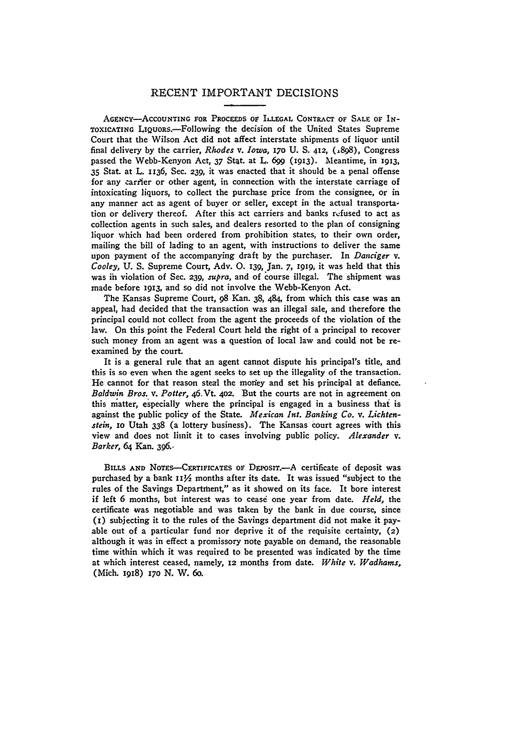## RECENT IMPORTANT DECISIONS

AGENCY—ACCOUNTING FOR PROCEEDS OF ILLEGAL CONTRACT OF SALE OF INTOXICATING LIQUORS.—Following the decision of the United States Supreme Court that the Wilson Act did not affect interstate shipments of liquor until final delivery by the carrier, *Rhodes* v. *Iowa,* 170 U. S. 412, (1898), Congress passed the Webb-Kenyon Act, 37 Stat. at L. 699 (1913). Meantime, in 1913, 35 Stat. at L. 1136, Sec. 239, it was enacted that it should be a penal offense for any carrier or other agent, in connection with the interstate carriage of intoxicating liquors, to collect the purchase price from the consignee, or in any manner act as agent of buyer or seller, except in the actual transportation or delivery thereof. After this act carriers and banks refused to act as collection agents in such sales, and dealers resorted to the plan of consigning liquor which had been ordered from prohibition states, to their own order, mailing the bill of lading to an agent, with instructions to deliver the same upon payment of the accompanying draft by the purchaser. In *Danciger* v. *Cooley,* U. S. Supreme Court, Adv. O. 139, Jan. 7, 1919, it was held that this was in violation of Sec. 239, *supra,* and of course illegal. The shipment was made before 1913, and so did not involve the Webb-Kenyon Act.

The Kansas Supreme Court, 98 Kan. 38, 484, from which this case was an appeal, had decided that the transaction was an illegal sale, and therefore the principal could not collect from the agent the proceeds of the violation of the law. On this point the Federal Court held the right of a principal to recover such money from an agent was a question of local law and could not be reexamined by the court.

It is a general rule that an agent cannot dispute his principal's title, and this is so even when the agent seeks to set up the illegality of the transaction. He cannot for that reason steal the money and set his principal at defiance. *Baldwin Bros.* v. *Potter,* 46 Vt. 402. But the courts are not in agreement on this matter, especially where the principal is engaged in a business that is against the public policy of the State. *Mexican Int. Banking Co.* v. *Lichtenstein,* 10 Utah 338 (a lottery business). The Kansas court agrees with this view and does not limit it to cases involving public policy. *Alexander* v. *Barker,* 64 Kan. 396.

BILLS AND NOTES—CERTIFICATES OF DEPOSIT.—A certificate of deposit was purchased by a bank 11½ months after its date. It was issued "subject to the rules of the Savings Department," as it showed on its face. It bore interest if left 6 months, but interest was to cease one year from date. *Held,* the certificate was negotiable and was taken by the bank in due course, since (1) subjecting it to the rules of the Savings department did not make it payable out of a particular fund nor deprive it of the requisite certainty, (2) although it was in effect a promissory note payable on demand, the reasonable time within which it was required to be presented was indicated by the time at which interest ceased, namely, 12 months from date. *White* v. *Wadhams,* (Mich. 1918) 170 N. W. 60.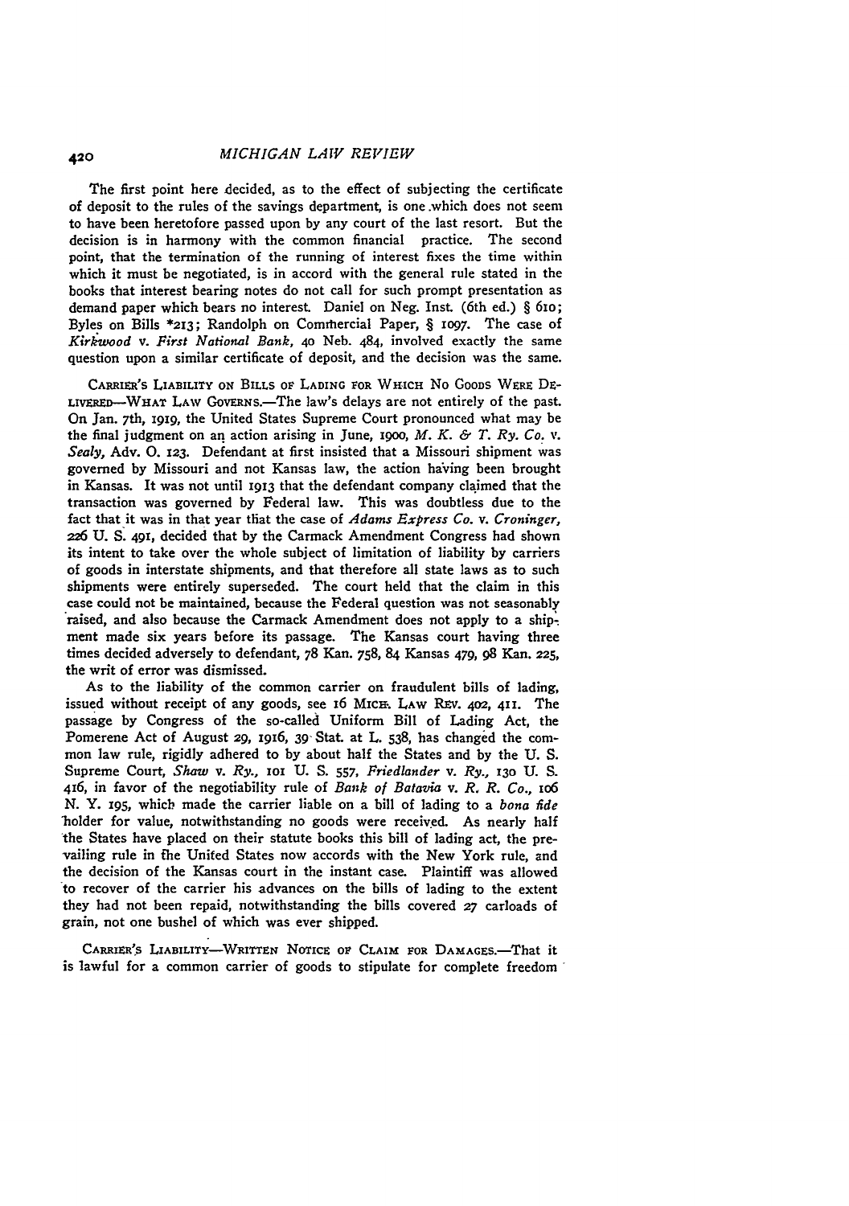The first point here decided, as to the effect of subjecting the certificate of deposit to the rules of the savings department, is one which does not seem to have been heretofore passed upon by any court of the last resort. But the decision is in harmony with the common financial practice. The second point, that the termination of the running of interest fixes the time within which it must be negotiated, is in accord with the general rule stated in the books that interest bearing notes do not call for such prompt presentation as demand paper which bears no interest. Daniel on Neg. Inst. (6th ed.) § 610; Byles on Bills *213; Randolph on Commercial Paper, § 1097. The case of *Kirkwood* v. *First National Bank*, 40 Neb. 484, involved exactly the same question upon a similar certificate of deposit, and the decision was the same.

CARRIER'S LIABILITY ON BILLS OF LADING FOR WHICH NO GOODS WERE DELIVERED—WHAT LAW GOVERNS.—The law's delays are not entirely of the past. On Jan. 7th, 1919, the United States Supreme Court pronounced what may be the final judgment on an action arising in June, 1900, *M. K. & T. Ry. Co.* v. *Sealy*, Adv. O. 123. Defendant at first insisted that a Missouri shipment was governed by Missouri and not Kansas law, the action having been brought in Kansas. It was not until 1913 that the defendant company claimed that the transaction was governed by Federal law. This was doubtless due to the fact that it was in that year that the case of *Adams Express Co.* v. *Croninger*, 226 U. S. 491, decided that by the Carmack Amendment Congress had shown its intent to take over the whole subject of limitation of liability by carriers of goods in interstate shipments, and that therefore all state laws as to such shipments were entirely superseded. The court held that the claim in this case could not be maintained, because the Federal question was not seasonably raised, and also because the Carmack Amendment does not apply to a shipment made six years before its passage. The Kansas court having three times decided adversely to defendant, 78 Kan. 758, 84 Kansas 479, 98 Kan. 225, the writ of error was dismissed.

As to the liability of the common carrier on fraudulent bills of lading, issued without receipt of any goods, see 16 MICH. LAW REV. 402, 411. The passage by Congress of the so-called Uniform Bill of Lading Act, the Pomerene Act of August 29, 1916, 39 Stat. at L. 538, has changed the common law rule, rigidly adhered to by about half the States and by the U. S. Supreme Court, *Shaw* v. *Ry.*, 101 U. S. 557, *Friedlander* v. *Ry.*, 130 U. S. 416, in favor of the negotiability rule of *Bank of Batavia* v. *R. R. Co.*, 106 N. Y. 195, which made the carrier liable on a bill of lading to a *bona fide* holder for value, notwithstanding no goods were received. As nearly half the States have placed on their statute books this bill of lading act, the prevailing rule in the United States now accords with the New York rule, and the decision of the Kansas court in the instant case. Plaintiff was allowed to recover of the carrier his advances on the bills of lading to the extent they had not been repaid, notwithstanding the bills covered 27 carloads of grain, not one bushel of which was ever shipped.

CARRIER'S LIABILITY—WRITTEN NOTICE OF CLAIM FOR DAMAGES.—That it is lawful for a common carrier of goods to stipulate for complete freedom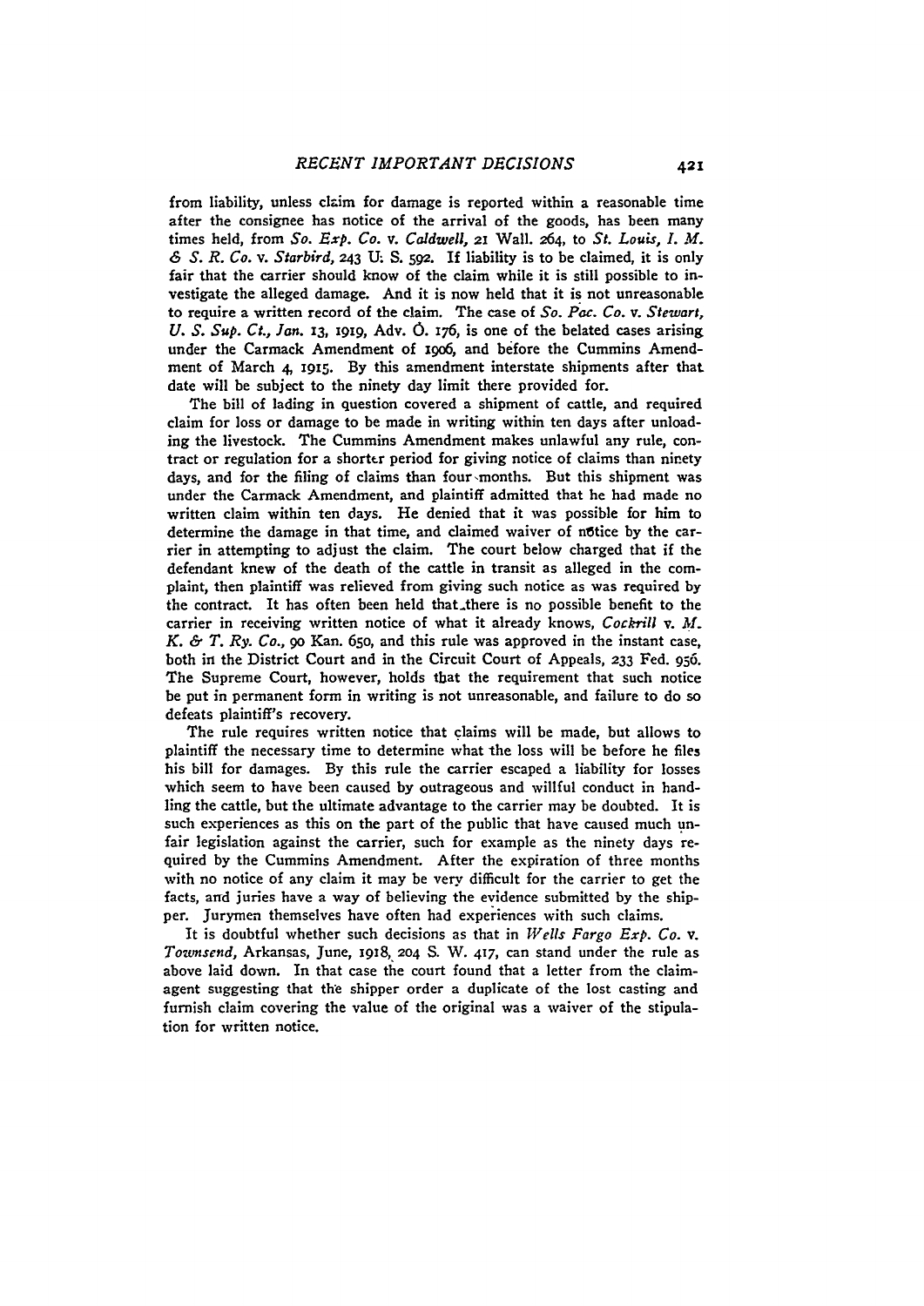from liability, unless claim for damage is reported within a reasonable time after the consignee has notice of the arrival of the goods, has been many times held, from *So. Exp. Co.* v. *Caldwell*, 21 Wall. 264, to *St. Louis, I. M. & S. R. Co.* v. *Starbird*, 243 U. S. 592. If liability is to be claimed, it is only fair that the carrier should know of the claim while it is still possible to investigate the alleged damage. And it is now held that it is not unreasonable to require a written record of the claim. The case of *So. Pac. Co.* v. *Stewart, U. S. Sup. Ct., Jan.* 13, 1919, Adv. O. 176, is one of the belated cases arising under the Carmack Amendment of 1906, and before the Cummins Amendment of March 4, 1915. By this amendment interstate shipments after that date will be subject to the ninety day limit there provided for.

The bill of lading in question covered a shipment of cattle, and required claim for loss or damage to be made in writing within ten days after unloading the livestock. The Cummins Amendment makes unlawful any rule, contract or regulation for a shorter period for giving notice of claims than ninety days, and for the filing of claims than four months. But this shipment was under the Carmack Amendment, and plaintiff admitted that he had made no written claim within ten days. He denied that it was possible for him to determine the damage in that time, and claimed waiver of notice by the carrier in attempting to adjust the claim. The court below charged that if the defendant knew of the death of the cattle in transit as alleged in the complaint, then plaintiff was relieved from giving such notice as was required by the contract. It has often been held that there is no possible benefit to the carrier in receiving written notice of what it already knows, *Cockrill* v. *M. K. & T. Ry. Co.*, 90 Kan. 650, and this rule was approved in the instant case, both in the District Court and in the Circuit Court of Appeals, 233 Fed. 956. The Supreme Court, however, holds that the requirement that such notice be put in permanent form in writing is not unreasonable, and failure to do so defeats plaintiff's recovery.

The rule requires written notice that claims will be made, but allows to plaintiff the necessary time to determine what the loss will be before he files his bill for damages. By this rule the carrier escaped a liability for losses which seem to have been caused by outrageous and willful conduct in handling the cattle, but the ultimate advantage to the carrier may be doubted. It is such experiences as this on the part of the public that have caused much unfair legislation against the carrier, such for example as the ninety days required by the Cummins Amendment. After the expiration of three months with no notice of any claim it may be very difficult for the carrier to get the facts, and juries have a way of believing the evidence submitted by the shipper. Jurymen themselves have often had experiences with such claims.

It is doubtful whether such decisions as that in *Wells Fargo Exp. Co.* v. *Townsend*, Arkansas, June, 1918, 204 S. W. 417, can stand under the rule as above laid down. In that case the court found that a letter from the claim-agent suggesting that the shipper order a duplicate of the lost casting and furnish claim covering the value of the original was a waiver of the stipulation for written notice.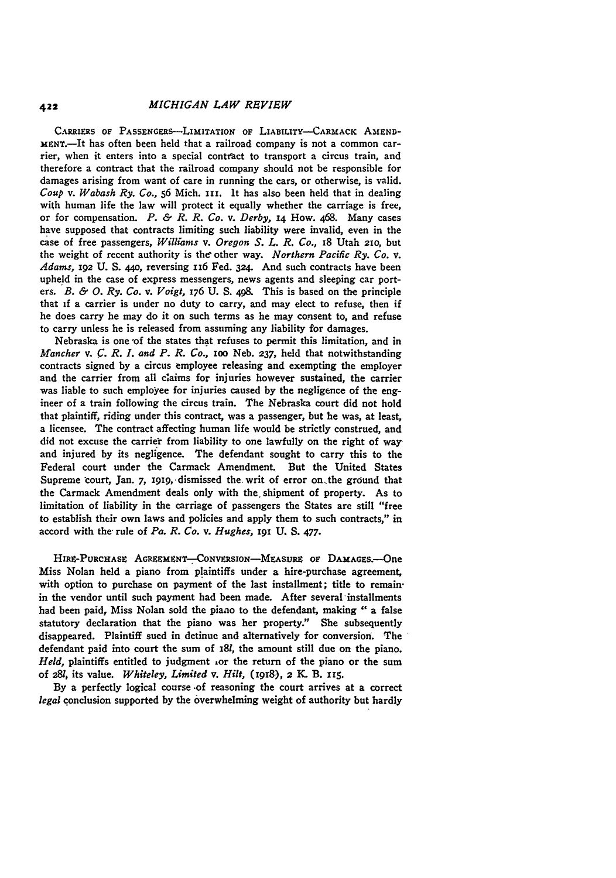CARRIERS OF PASSENGERS—LIMITATION OF LIABILITY—CARMACK AMENDMENT.—It has often been held that a railroad company is not a common carrier, when it enters into a special contract to transport a circus train, and therefore a contract that the railroad company should not be responsible for damages arising from want of care in running the cars, or otherwise, is valid. *Coup* v. *Wabash Ry. Co.*, 56 Mich. 111. It has also been held that in dealing with human life the law will protect it equally whether the carriage is free, or for compensation. *P. & R. R. Co.* v. *Derby*, 14 How. 468. Many cases have supposed that contracts limiting such liability were invalid, even in the case of free passengers, *Williams* v. *Oregon S. L. R. Co.*, 18 Utah 210, but the weight of recent authority is the other way. *Northern Pacific Ry. Co.* v. *Adams*, 192 U. S. 440, reversing 116 Fed. 324. And such contracts have been upheld in the case of express messengers, news agents and sleeping car porters. *B. & O. Ry. Co.* v. *Voigt*, 176 U. S. 498. This is based on the principle that if a carrier is under no duty to carry, and may elect to refuse, then if he does carry he may do it on such terms as he may consent to, and refuse to carry unless he is released from assuming any liability for damages.

Nebraska is one of the states that refuses to permit this limitation, and in *Mancher* v. *C. R. I. and P. R. Co.*, 100 Neb. 237, held that notwithstanding contracts signed by a circus employee releasing and exempting the employer and the carrier from all claims for injuries however sustained, the carrier was liable to such employee for injuries caused by the negligence of the engineer of a train following the circus train. The Nebraska court did not hold that plaintiff, riding under this contract, was a passenger, but he was, at least, a licensee. The contract affecting human life would be strictly construed, and did not excuse the carrier from liability to one lawfully on the right of way and injured by its negligence. The defendant sought to carry this to the Federal court under the Carmack Amendment. But the United States Supreme court, Jan. 7, 1919, dismissed the writ of error on the ground that the Carmack Amendment deals only with the shipment of property. As to limitation of liability in the carriage of passengers the States are still "free to establish their own laws and policies and apply them to such contracts," in accord with the rule of *Pa. R. Co.* v. *Hughes*, 191 U. S. 477.

HIRE-PURCHASE AGREEMENT—CONVERSION—MEASURE OF DAMAGES.—One Miss Nolan held a piano from plaintiffs under a hire-purchase agreement, with option to purchase on payment of the last installment; title to remain in the vendor until such payment had been made. After several installments had been paid, Miss Nolan sold the piano to the defendant, making " a false statutory declaration that the piano was her property." She subsequently disappeared. Plaintiff sued in detinue and alternatively for conversion. The defendant paid into court the sum of 18*l*, the amount still due on the piano. *Held*, plaintiffs entitled to judgment for the return of the piano or the sum of 28*l*, its value. *Whiteley, Limited* v. *Hilt*, (1918), 2 K. B. 115.

By a perfectly logical course of reasoning the court arrives at a correct *legal* conclusion supported by the overwhelming weight of authority but hardly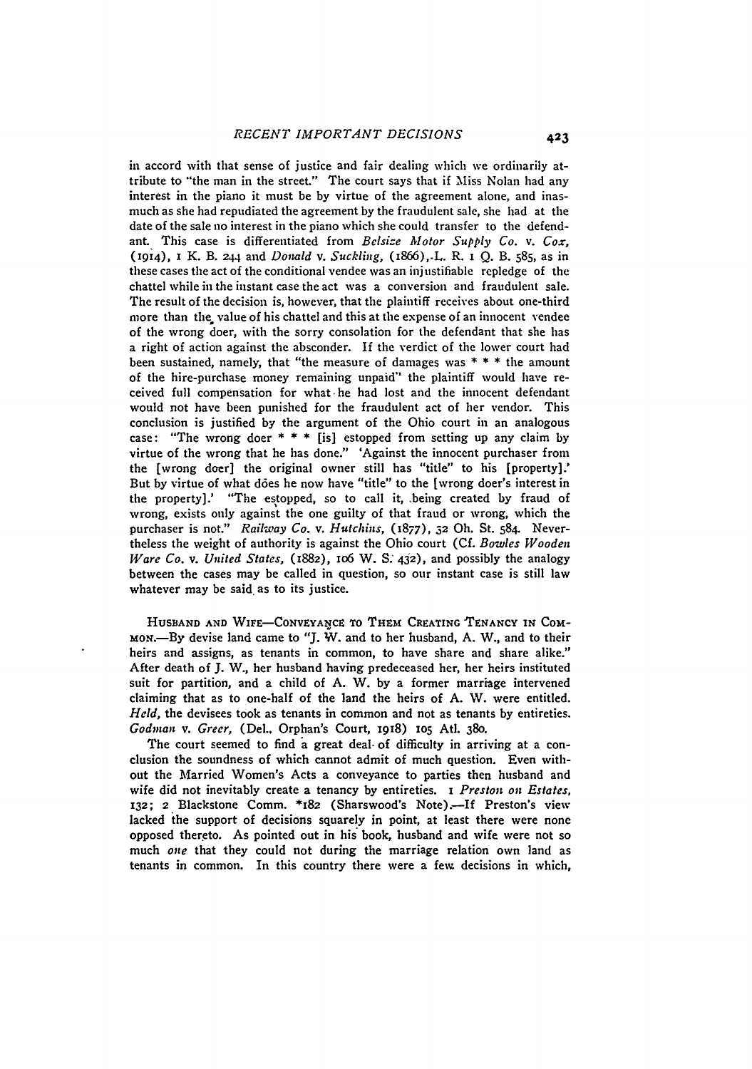in accord with that sense of justice and fair dealing which we ordinarily attribute to "the man in the street." The court says that if Miss Nolan had any interest in the piano it must be by virtue of the agreement alone, and inasmuch as she had repudiated the agreement by the fraudulent sale, she had at the date of the sale no interest in the piano which she could transfer to the defendant. This case is differentiated from *Belsize Motor Supply Co.* v. *Cox*, (1914), 1 K. B. 244 and *Donald* v. *Suckling*, (1866), L. R. 1 Q. B. 585, as in these cases the act of the conditional vendee was an injustifiable repledge of the chattel while in the instant case the act was a conversion and fraudulent sale. The result of the decision is, however, that the plaintiff receives about one-third more than the value of his chattel and this at the expense of an innocent vendee of the wrong doer, with the sorry consolation for the defendant that she has a right of action against the absconder. If the verdict of the lower court had been sustained, namely, that "the measure of damages was * * * the amount of the hire-purchase money remaining unpaid" the plaintiff would have received full compensation for what he had lost and the innocent defendant would not have been punished for the fraudulent act of her vendor. This conclusion is justified by the argument of the Ohio court in an analogous case: "The wrong doer * * * [is] estopped from setting up any claim by virtue of the wrong that he has done." 'Against the innocent purchaser from the [wrong doer] the original owner still has "title" to his [property].' But by virtue of what does he now have "title" to the [wrong doer's interest in the property].' "The estopped, so to call it, being created by fraud of wrong, exists only against the one guilty of that fraud or wrong, which the purchaser is not." *Railway Co.* v. *Hutchins*, (1877), 32 Oh. St. 584. Nevertheless the weight of authority is against the Ohio court (Cf. *Bowles Wooden Ware Co.* v. *United States*, (1882), 106 W. S. 432), and possibly the analogy between the cases may be called in question, so our instant case is still law whatever may be said as to its justice.

HUSBAND AND WIFE—CONVEYANCE TO THEM CREATING TENANCY IN COMMON.—By devise land came to "J. W. and to her husband, A. W., and to their heirs and assigns, as tenants in common, to have share and share alike." After death of J. W., her husband having predeceased her, her heirs instituted suit for partition, and a child of A. W. by a former marriage intervened claiming that as to one-half of the land the heirs of A. W. were entitled. *Held*, the devisees took as tenants in common and not as tenants by entireties. *Godman* v. *Greer*, (Del., Orphan's Court, 1918) 105 Atl. 380.

The court seemed to find a great deal of difficulty in arriving at a conclusion the soundness of which cannot admit of much question. Even without the Married Women's Acts a conveyance to parties then husband and wife did not inevitably create a tenancy by entireties. 1 *Preston on Estates*, 132; 2 Blackstone Comm. *182 (Sharswood's Note).—If Preston's view lacked the support of decisions squarely in point, at least there were none opposed thereto. As pointed out in his book, husband and wife were not so much *one* that they could not during the marriage relation own land as tenants in common. In this country there were a few decisions in which,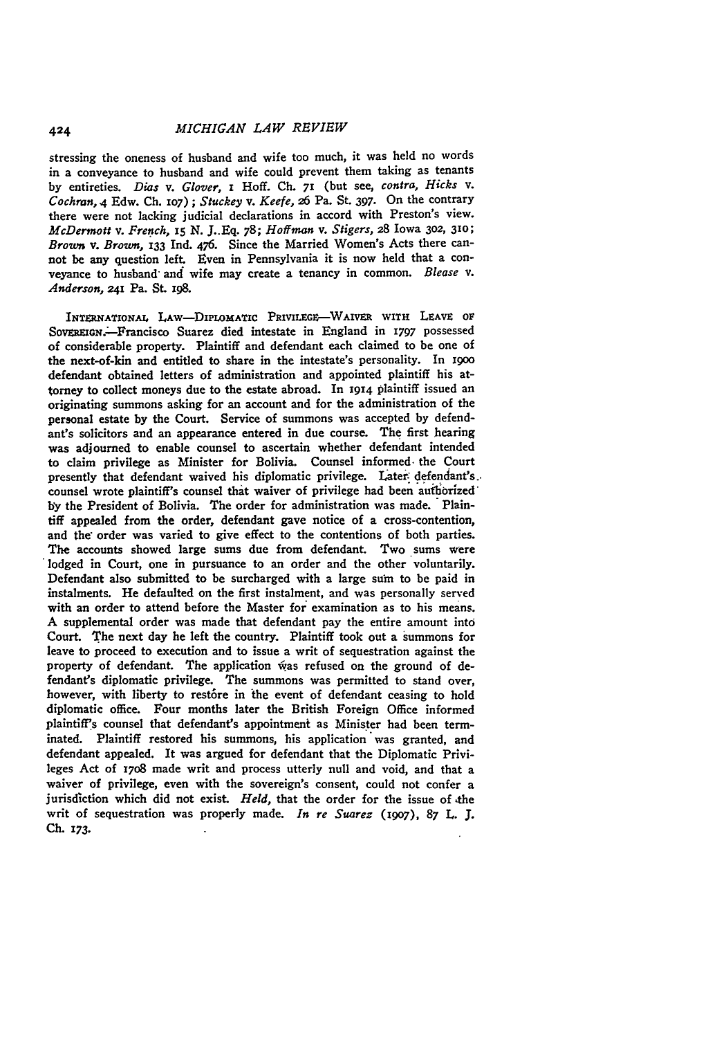stressing the oneness of husband and wife too much, it was held no words in a conveyance to husband and wife could prevent them taking as tenants by entireties. *Dias* v. *Glover*, 1 Hoff. Ch. 71 (but see, *contra*, *Hicks* v. *Cochran*, 4 Edw. Ch. 107); *Stuckey* v. *Keefe*, 26 Pa. St. 397. On the contrary there were not lacking judicial declarations in accord with Preston's view. *McDermott* v. *French*, 15 N. J. Eq. 78; *Hoffman* v. *Stigers*, 28 Iowa 302, 310; *Brown* v. *Brown*, 133 Ind. 476. Since the Married Women's Acts there cannot be any question left. Even in Pennsylvania it is now held that a conveyance to husband and wife may create a tenancy in common. *Blease* v. *Anderson*, 241 Pa. St. 198.

INTERNATIONAL LAW—DIPLOMATIC PRIVILEGE—WAIVER WITH LEAVE OF SOVEREIGN.—Francisco Suarez died intestate in England in 1797 possessed of considerable property. Plaintiff and defendant each claimed to be one of the next-of-kin and entitled to share in the intestate's personality. In 1900 defendant obtained letters of administration and appointed plaintiff his attorney to collect moneys due to the estate abroad. In 1914 plaintiff issued an originating summons asking for an account and for the administration of the personal estate by the Court. Service of summons was accepted by defendant's solicitors and an appearance entered in due course. The first hearing was adjourned to enable counsel to ascertain whether defendant intended to claim privilege as Minister for Bolivia. Counsel informed the Court presently that defendant waived his diplomatic privilege. Later defendant's counsel wrote plaintiff's counsel that waiver of privilege had been authorized by the President of Bolivia. The order for administration was made. Plaintiff appealed from the order, defendant gave notice of a cross-contention, and the order was varied to give effect to the contentions of both parties. The accounts showed large sums due from defendant. Two sums were lodged in Court, one in pursuance to an order and the other voluntarily. Defendant also submitted to be surcharged with a large sum to be paid in instalments. He defaulted on the first instalment, and was personally served with an order to attend before the Master for examination as to his means. A supplemental order was made that defendant pay the entire amount into Court. The next day he left the country. Plaintiff took out a summons for leave to proceed to execution and to issue a writ of sequestration against the property of defendant. The application was refused on the ground of defendant's diplomatic privilege. The summons was permitted to stand over, however, with liberty to restore in the event of defendant ceasing to hold diplomatic office. Four months later the British Foreign Office informed plaintiff's counsel that defendant's appointment as Minister had been terminated. Plaintiff restored his summons, his application was granted, and defendant appealed. It was argued for defendant that the Diplomatic Privileges Act of 1708 made writ and process utterly null and void, and that a waiver of privilege, even with the sovereign's consent, could not confer a jurisdiction which did not exist. *Held*, that the order for the issue of the writ of sequestration was properly made. *In re Suarez* (1907), 87 L. J. Ch. 173.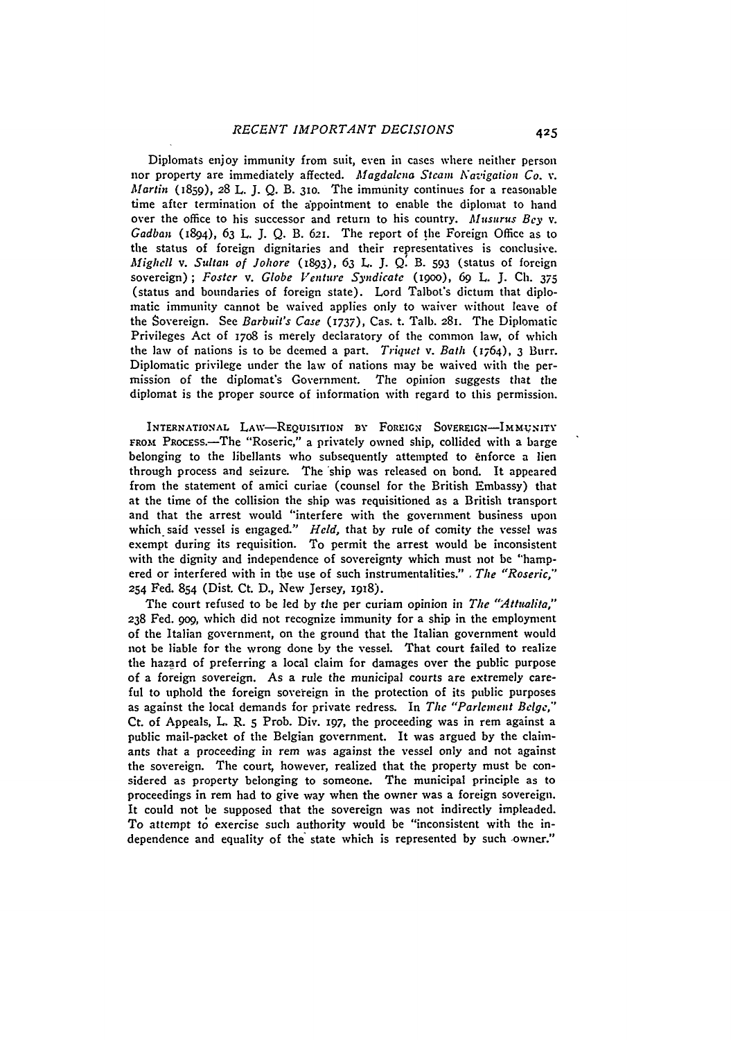Diplomats enjoy immunity from suit, even in cases where neither person nor property are immediately affected. *Magdalena Steam Navigation Co.* v. *Martin* (1859), 28 L. J. Q. B. 310. The immunity continues for a reasonable time after termination of the appointment to enable the diplomat to hand over the office to his successor and return to his country. *Musurus Bey* v. *Gadban* (1894), 63 L. J. Q. B. 621. The report of the Foreign Office as to the status of foreign dignitaries and their representatives is conclusive. *Mighell* v. *Sultan of Johore* (1893), 63 L. J. Q. B. 593 (status of foreign sovereign); *Foster* v. *Globe Venture Syndicate* (1900), 69 L. J. Ch. 375 (status and boundaries of foreign state). Lord Talbot's dictum that diplomatic immunity cannot be waived applies only to waiver without leave of the Sovereign. See *Barbuit's Case* (1737), Cas. t. Talb. 281. The Diplomatic Privileges Act of 1708 is merely declaratory of the common law, of which the law of nations is to be deemed a part. *Triquet* v. *Bath* (1764), 3 Burr. Diplomatic privilege under the law of nations may be waived with the permission of the diplomat's Government. The opinion suggests that the diplomat is the proper source of information with regard to this permission.

International Law—Requisition by Foreign Sovereign—Immunity from Process.—The "Roseric," a privately owned ship, collided with a barge belonging to the libellants who subsequently attempted to enforce a lien through process and seizure. The ship was released on bond. It appeared from the statement of amici curiae (counsel for the British Embassy) that at the time of the collision the ship was requisitioned as a British transport and that the arrest would "interfere with the government business upon which said vessel is engaged." *Held*, that by rule of comity the vessel was exempt during its requisition. To permit the arrest would be inconsistent with the dignity and independence of sovereignty which must not be "hampered or interfered with in the use of such instrumentalities." *The "Roseric,"* 254 Fed. 854 (Dist. Ct. D., New Jersey, 1918).

The court refused to be led by the per curiam opinion in *The "Attualita,"* 238 Fed. 909, which did not recognize immunity for a ship in the employment of the Italian government, on the ground that the Italian government would not be liable for the wrong done by the vessel. That court failed to realize the hazard of preferring a local claim for damages over the public purpose of a foreign sovereign. As a rule the municipal courts are extremely careful to uphold the foreign sovereign in the protection of its public purposes as against the local demands for private redress. In *The "Parlement Belge,"* Ct. of Appeals, L. R. 5 Prob. Div. 197, the proceeding was in rem against a public mail-packet of the Belgian government. It was argued by the claimants that a proceeding in rem was against the vessel only and not against the sovereign. The court, however, realized that the property must be considered as property belonging to someone. The municipal principle as to proceedings in rem had to give way when the owner was a foreign sovereign. It could not be supposed that the sovereign was not indirectly impleaded. To attempt to exercise such authority would be "inconsistent with the independence and equality of the state which is represented by such owner."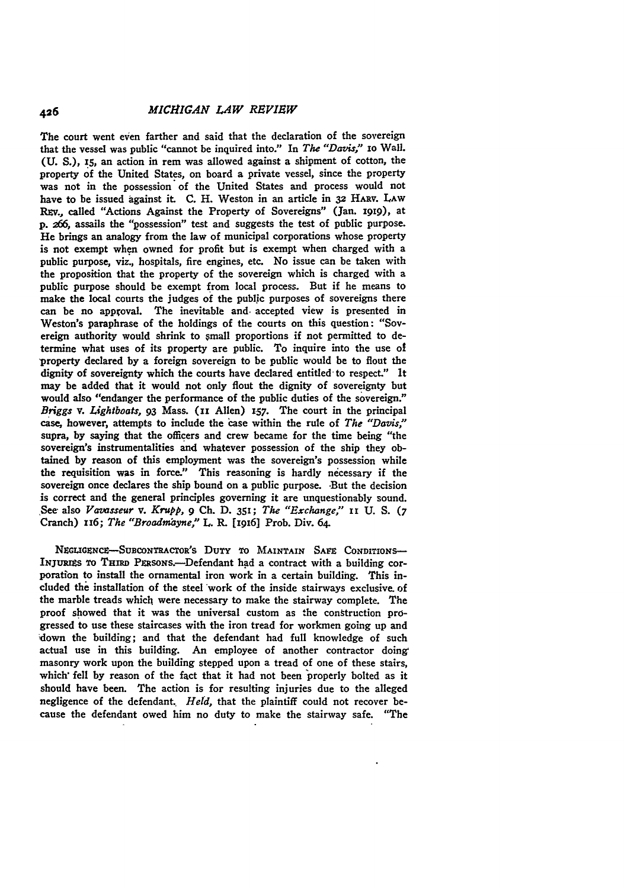The court went even farther and said that the declaration of the sovereign that the vessel was public "cannot be inquired into." In *The "Davis,"* 10 Wall. (U. S.), 15, an action in rem was allowed against a shipment of cotton, the property of the United States, on board a private vessel, since the property was not in the possession of the United States and process would not have to be issued against it. C. H. Weston in an article in 32 HARV. LAW REV., called "Actions Against the Property of Sovereigns" (Jan. 1919), at p. 266, assails the "possession" test and suggests the test of public purpose. He brings an analogy from the law of municipal corporations whose property is not exempt when owned for profit but is exempt when charged with a public purpose, viz., hospitals, fire engines, etc. No issue can be taken with the proposition that the property of the sovereign which is charged with a public purpose should be exempt from local process. But if he means to make the local courts the judges of the public purposes of sovereigns there can be no approval. The inevitable and accepted view is presented in Weston's paraphrase of the holdings of the courts on this question: "Sovereign authority would shrink to small proportions if not permitted to determine what uses of its property are public. To inquire into the use of property declared by a foreign sovereign to be public would be to flout the dignity of sovereignty which the courts have declared entitled to respect." It may be added that it would not only flout the dignity of sovereignty but would also "endanger the performance of the public duties of the sovereign." *Briggs* v. *Lightboats,* 93 Mass. (11 Allen) 157. The court in the principal case, however, attempts to include the case within the rule of *The "Davis,"* supra, by saying that the officers and crew became for the time being "the sovereign's instrumentalities and whatever possession of the ship they obtained by reason of this employment was the sovereign's possession while the requisition was in force." This reasoning is hardly necessary if the sovereign once declares the ship bound on a public purpose. But the decision is correct and the general principles governing it are unquestionably sound. See also *Vavasseur* v. *Krupp,* 9 Ch. D. 351; *The "Exchange,"* 11 U. S. (7 Cranch) 116; *The "Broadmayne,"* L. R. [1916] Prob. Div. 64.

NEGLIGENCE—SUBCONTRACTOR'S DUTY TO MAINTAIN SAFE CONDITIONS—INJURIES TO THIRD PERSONS.—Defendant had a contract with a building corporation to install the ornamental iron work in a certain building. This included the installation of the steel work of the inside stairways exclusive of the marble treads which were necessary to make the stairway complete. The proof showed that it was the universal custom as the construction progressed to use these staircases with the iron tread for workmen going up and down the building; and that the defendant had full knowledge of such actual use in this building. An employee of another contractor doing masonry work upon the building stepped upon a tread of one of these stairs, which fell by reason of the fact that it had not been properly bolted as it should have been. The action is for resulting injuries due to the alleged negligence of the defendant. *Held,* that the plaintiff could not recover because the defendant owed him no duty to make the stairway safe. "The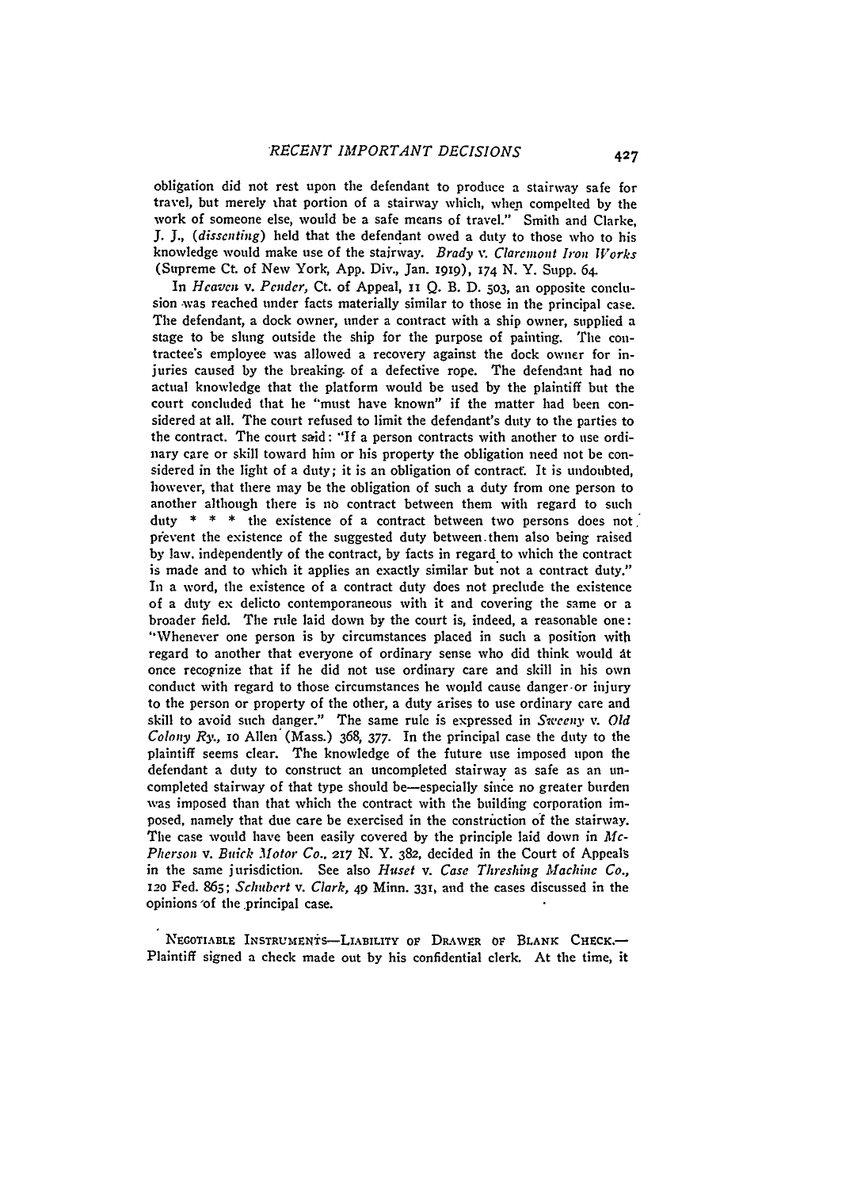obligation did not rest upon the defendant to produce a stairway safe for travel, but merely that portion of a stairway which, when compelted by the work of someone else, would be a safe means of travel." Smith and Clarke, J. J., (*dissenting*) held that the defendant owed a duty to those who to his knowledge would make use of the stairway. *Brady* v. *Claremont Iron Works* (Supreme Ct. of New York, App. Div., Jan. 1919), 174 N. Y. Supp. 64.

In *Heaven* v. *Pender*, Ct. of Appeal, 11 Q. B. D. 503, an opposite conclusion was reached under facts materially similar to those in the principal case. The defendant, a dock owner, under a contract with a ship owner, supplied a stage to be slung outside the ship for the purpose of painting. The contractee's employee was allowed a recovery against the dock owner for injuries caused by the breaking of a defective rope. The defendant had no actual knowledge that the platform would be used by the plaintiff but the court concluded that he "must have known" if the matter had been considered at all. The court refused to limit the defendant's duty to the parties to the contract. The court said: "If a person contracts with another to use ordinary care or skill toward him or his property the obligation need not be considered in the light of a duty; it is an obligation of contract. It is undoubted, however, that there may be the obligation of such a duty from one person to another although there is no contract between them with regard to such duty * * * the existence of a contract between two persons does not prevent the existence of the suggested duty between them also being raised by law independently of the contract, by facts in regard to which the contract is made and to which it applies an exactly similar but not a contract duty." In a word, the existence of a contract duty does not preclude the existence of a duty ex delicto contemporaneous with it and covering the same or a broader field. The rule laid down by the court is, indeed, a reasonable one: "Whenever one person is by circumstances placed in such a position with regard to another that everyone of ordinary sense who did think would at once recognize that if he did not use ordinary care and skill in his own conduct with regard to those circumstances he would cause danger or injury to the person or property of the other, a duty arises to use ordinary care and skill to avoid such danger." The same rule is expressed in *Sweeny* v. *Old Colony Ry.*, 10 Allen (Mass.) 368, 377. In the principal case the duty to the plaintiff seems clear. The knowledge of the future use imposed upon the defendant a duty to construct an uncompleted stairway as safe as an uncompleted stairway of that type should be—especially since no greater burden was imposed than that which the contract with the building corporation imposed, namely that due care be exercised in the construction of the stairway. The case would have been easily covered by the principle laid down in *McPherson* v. *Buick Motor Co.*, 217 N. Y. 382, decided in the Court of Appeals in the same jurisdiction. See also *Huset* v. *Case Threshing Machine Co.*, 120 Fed. 865; *Schubert* v. *Clark*, 49 Minn. 331, and the cases discussed in the opinions of the principal case.

NEGOTIABLE INSTRUMENTS—LIABILITY OF DRAWER OF BLANK CHECK.—Plaintiff signed a check made out by his confidential clerk. At the time, it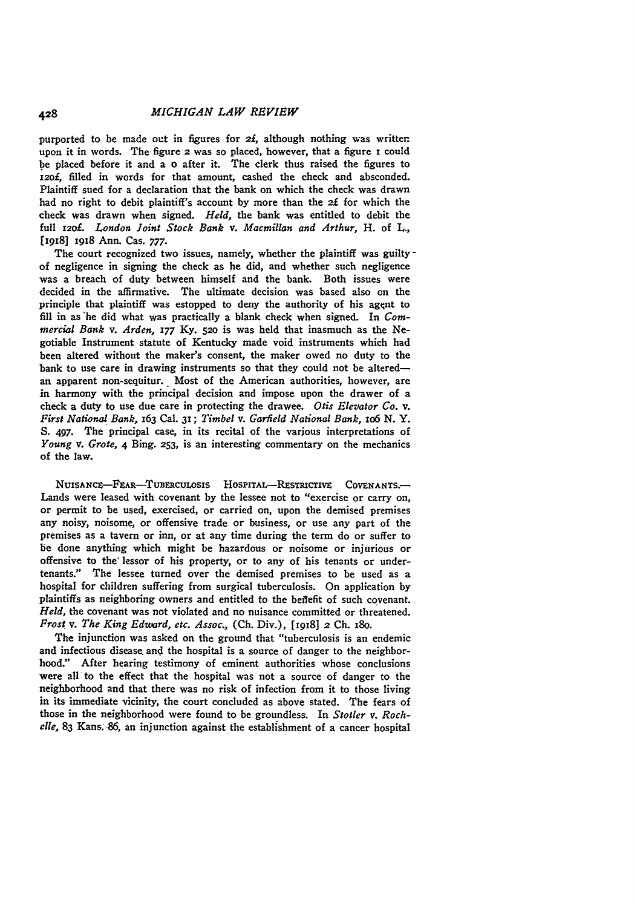purported to be made out in figures for 2£, although nothing was written upon it in words. The figure 2 was so placed, however, that a figure 1 could be placed before it and a 0 after it. The clerk thus raised the figures to 120£, filled in words for that amount, cashed the check and absconded. Plaintiff sued for a declaration that the bank on which the check was drawn had no right to debit plaintiff's account by more than the 2£ for which the check was drawn when signed. *Held,* the bank was entitled to debit the full 120£. *London Joint Stock Bank* v. *Macmillan and Arthur,* H. of L., [1918] 1918 Ann. Cas. 777.

The court recognized two issues, namely, whether the plaintiff was guilty of negligence in signing the check as he did, and whether such negligence was a breach of duty between himself and the bank. Both issues were decided in the affirmative. The ultimate decision was based also on the principle that plaintiff was estopped to deny the authority of his agent to fill in as he did what was practically a blank check when signed. In *Commercial Bank* v. *Arden,* 177 Ky. 520 is was held that inasmuch as the Negotiable Instrument statute of Kentucky made void instruments which had been altered without the maker's consent, the maker owed no duty to the bank to use care in drawing instruments so that they could not be altered—an apparent non-sequitur. Most of the American authorities, however, are in harmony with the principal decision and impose upon the drawer of a check a duty to use due care in protecting the drawee. *Otis Elevator Co.* v. *First National Bank,* 163 Cal. 31; *Timbel* v. *Garfield National Bank,* 106 N. Y. S. 497. The principal case, in its recital of the various interpretations of *Young* v. *Grote,* 4 Bing. 253, is an interesting commentary on the mechanics of the law.

NUISANCE—FEAR—TUBERCULOSIS HOSPITAL—RESTRICTIVE COVENANTS.—Lands were leased with covenant by the lessee not to "exercise or carry on, or permit to be used, exercised, or carried on, upon the demised premises any noisy, noisome, or offensive trade or business, or use any part of the premises as a tavern or inn, or at any time during the term do or suffer to be done anything which might be hazardous or noisome or injurious or offensive to the lessor of his property, or to any of his tenants or under-tenants." The lessee turned over the demised premises to be used as a hospital for children suffering from surgical tuberculosis. On application by plaintiffs as neighboring owners and entitled to the benefit of such covenant. *Held,* the covenant was not violated and no nuisance committed or threatened. *Frost* v. *The King Edward, etc. Assoc.,* (Ch. Div.), [1918] 2 Ch. 180.

The injunction was asked on the ground that "tuberculosis is an endemic and infectious disease and the hospital is a source of danger to the neighborhood." After hearing testimony of eminent authorities whose conclusions were all to the effect that the hospital was not a source of danger to the neighborhood and that there was no risk of infection from it to those living in its immediate vicinity, the court concluded as above stated. The fears of those in the neighborhood were found to be groundless. In *Stotler* v. *Rochelle,* 83 Kans. 86, an injunction against the establishment of a cancer hospital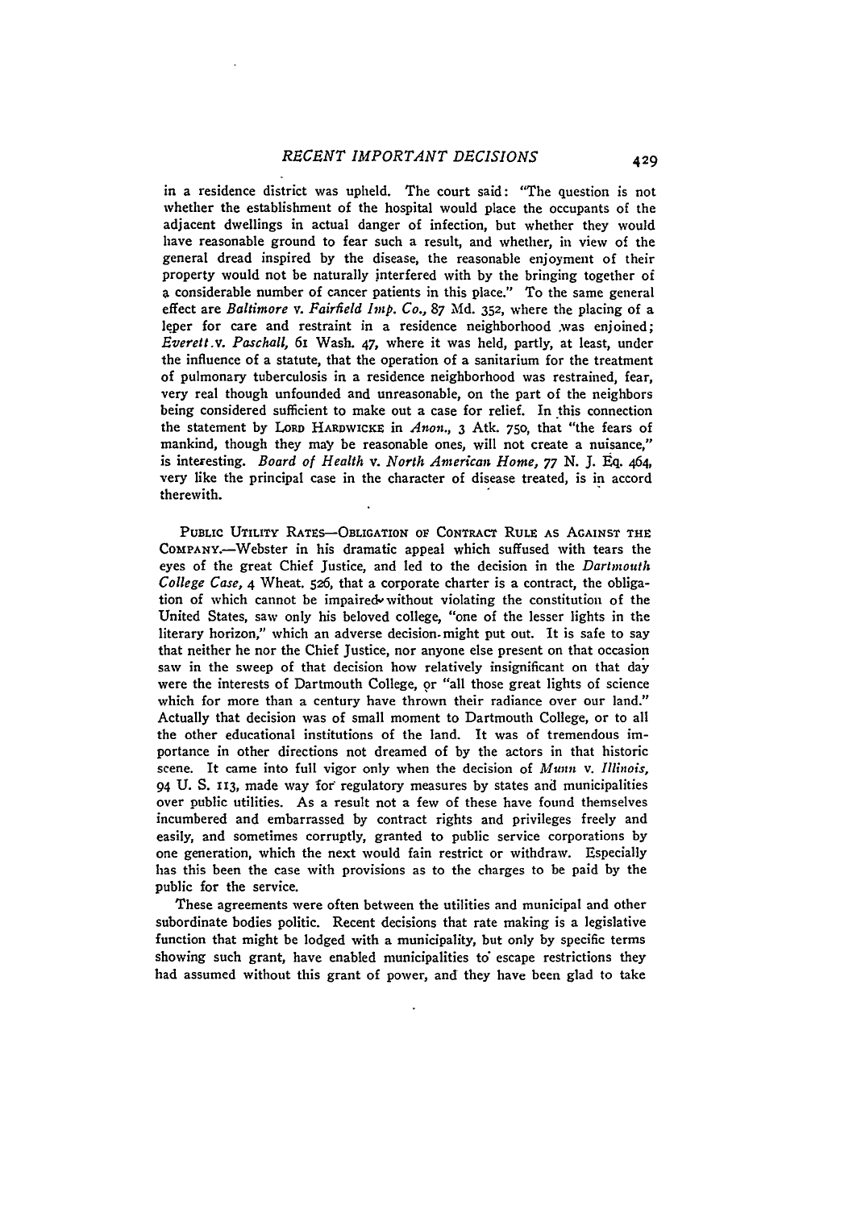in a residence district was upheld. The court said: "The question is not whether the establishment of the hospital would place the occupants of the adjacent dwellings in actual danger of infection, but whether they would have reasonable ground to fear such a result, and whether, in view of the general dread inspired by the disease, the reasonable enjoyment of their property would not be naturally interfered with by the bringing together of a considerable number of cancer patients in this place." To the same general effect are *Baltimore* v. *Fairfield Imp. Co.*, 87 Md. 352, where the placing of a leper for care and restraint in a residence neighborhood was enjoined; *Everett* v. *Paschall*, 61 Wash. 47, where it was held, partly, at least, under the influence of a statute, that the operation of a sanitarium for the treatment of pulmonary tuberculosis in a residence neighborhood was restrained, fear, very real though unfounded and unreasonable, on the part of the neighbors being considered sufficient to make out a case for relief. In this connection the statement by LORD HARDWICKE in *Anon.*, 3 Atk. 750, that "the fears of mankind, though they may be reasonable ones, will not create a nuisance," is interesting. *Board of Health* v. *North American Home*, 77 N. J. Eq. 464, very like the principal case in the character of disease treated, is in accord therewith.

PUBLIC UTILITY RATES—OBLIGATION OF CONTRACT RULE AS AGAINST THE COMPANY.—Webster in his dramatic appeal which suffused with tears the eyes of the great Chief Justice, and led to the decision in the *Dartmouth College Case*, 4 Wheat. 526, that a corporate charter is a contract, the obligation of which cannot be impaired without violating the constitution of the United States, saw only his beloved college, "one of the lesser lights in the literary horizon," which an adverse decision might put out. It is safe to say that neither he nor the Chief Justice, nor anyone else present on that occasion saw in the sweep of that decision how relatively insignificant on that day were the interests of Dartmouth College, or "all those great lights of science which for more than a century have thrown their radiance over our land." Actually that decision was of small moment to Dartmouth College, or to all the other educational institutions of the land. It was of tremendous importance in other directions not dreamed of by the actors in that historic scene. It came into full vigor only when the decision of *Munn* v. *Illinois*, 94 U. S. 113, made way for regulatory measures by states and municipalities over public utilities. As a result not a few of these have found themselves incumbered and embarrassed by contract rights and privileges freely and easily, and sometimes corruptly, granted to public service corporations by one generation, which the next would fain restrict or withdraw. Especially has this been the case with provisions as to the charges to be paid by the public for the service.

These agreements were often between the utilities and municipal and other subordinate bodies politic. Recent decisions that rate making is a legislative function that might be lodged with a municipality, but only by specific terms showing such grant, have enabled municipalities to escape restrictions they had assumed without this grant of power, and they have been glad to take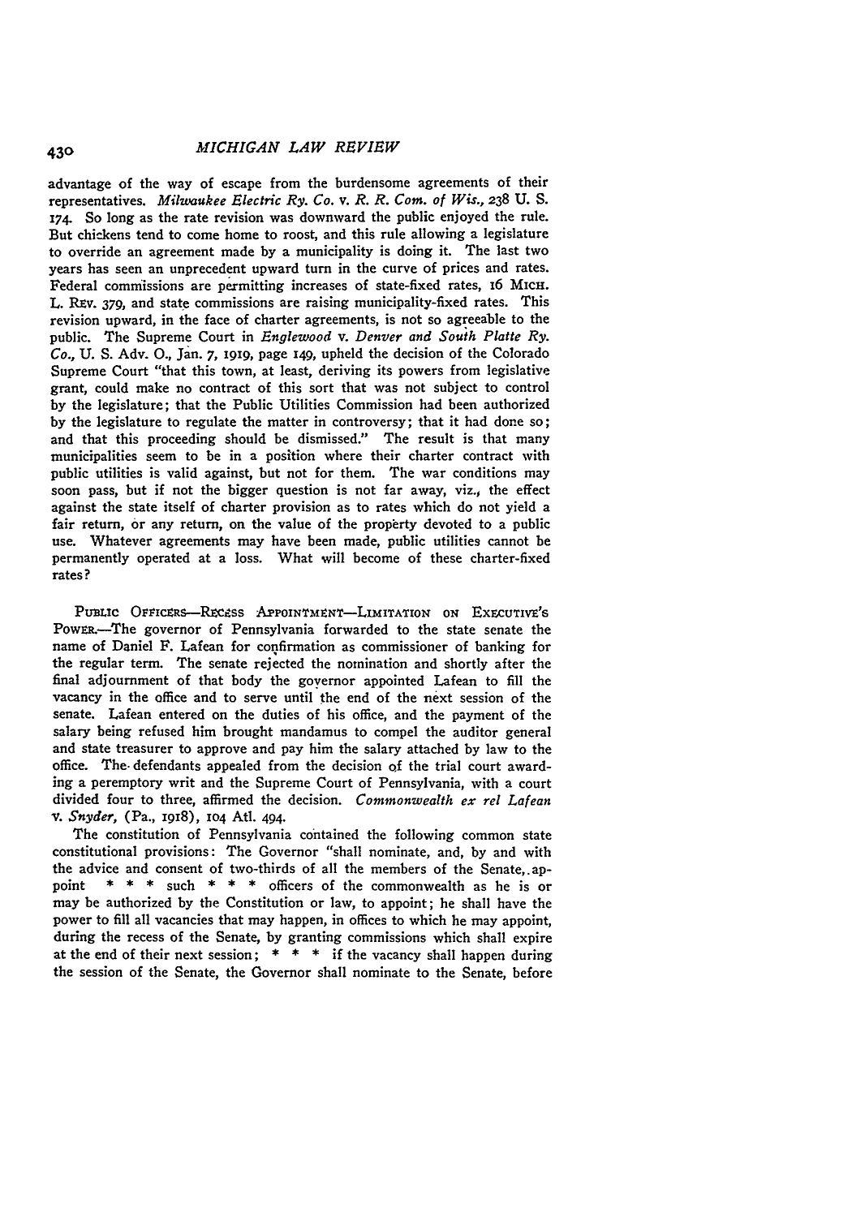advantage of the way of escape from the burdensome agreements of their representatives. *Milwaukee Electric Ry. Co. v. R. R. Com. of Wis.*, 238 U. S. 174. So long as the rate revision was downward the public enjoyed the rule. But chickens tend to come home to roost, and this rule allowing a legislature to override an agreement made by a municipality is doing it. The last two years has seen an unprecedent upward turn in the curve of prices and rates. Federal commissions are permitting increases of state-fixed rates, 16 MICH. L. REV. 379, and state commissions are raising municipality-fixed rates. This revision upward, in the face of charter agreements, is not so agreeable to the public. The Supreme Court in *Englewood v. Denver and South Platte Ry. Co.*, U. S. Adv. O., Jan. 7, 1919, page 149, upheld the decision of the Colorado Supreme Court "that this town, at least, deriving its powers from legislative grant, could make no contract of this sort that was not subject to control by the legislature; that the Public Utilities Commission had been authorized by the legislature to regulate the matter in controversy; that it had done so; and that this proceeding should be dismissed." The result is that many municipalities seem to be in a position where their charter contract with public utilities is valid against, but not for them. The war conditions may soon pass, but if not the bigger question is not far away, viz., the effect against the state itself of charter provision as to rates which do not yield a fair return, or any return, on the value of the property devoted to a public use. Whatever agreements may have been made, public utilities cannot be permanently operated at a loss. What will become of these charter-fixed rates?

PUBLIC OFFICERS—RECESS APPOINTMENT—LIMITATION ON EXECUTIVE'S POWER.—The governor of Pennsylvania forwarded to the state senate the name of Daniel F. Lafean for confirmation as commissioner of banking for the regular term. The senate rejected the nomination and shortly after the final adjournment of that body the governor appointed Lafean to fill the vacancy in the office and to serve until the end of the next session of the senate. Lafean entered on the duties of his office, and the payment of the salary being refused him brought mandamus to compel the auditor general and state treasurer to approve and pay him the salary attached by law to the office. The defendants appealed from the decision of the trial court awarding a peremptory writ and the Supreme Court of Pennsylvania, with a court divided four to three, affirmed the decision. *Commonwealth ex rel Lafean v. Snyder*, (Pa., 1918), 104 Atl. 494.

The constitution of Pennsylvania contained the following common state constitutional provisions: The Governor "shall nominate, and, by and with the advice and consent of two-thirds of all the members of the Senate, appoint \* \* \* such \* \* \* officers of the commonwealth as he is or may be authorized by the Constitution or law, to appoint; he shall have the power to fill all vacancies that may happen, in offices to which he may appoint, during the recess of the Senate, by granting commissions which shall expire at the end of their next session; \* \* \* if the vacancy shall happen during the session of the Senate, the Governor shall nominate to the Senate, before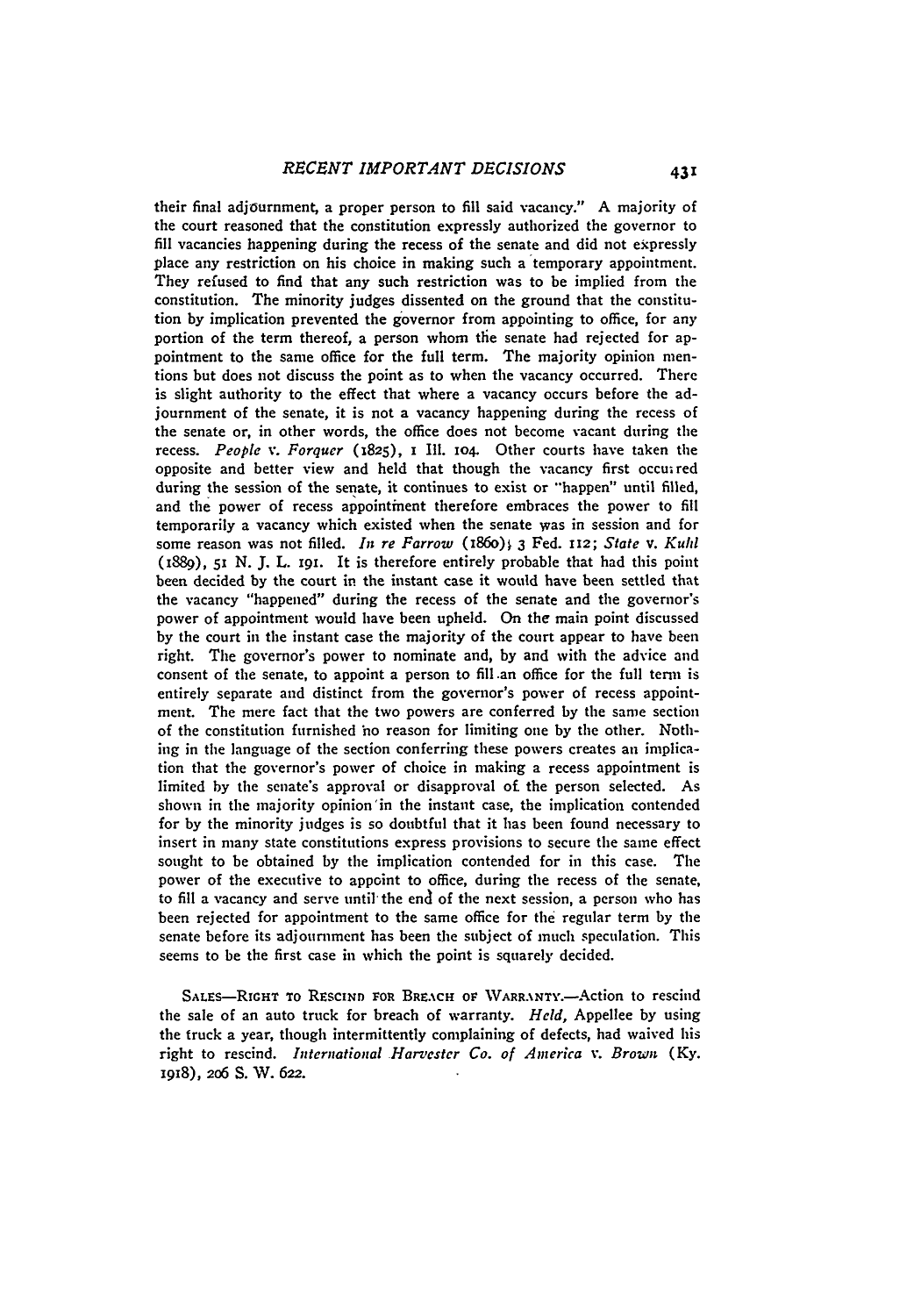their final adjournment, a proper person to fill said vacancy." A majority of the court reasoned that the constitution expressly authorized the governor to fill vacancies happening during the recess of the senate and did not expressly place any restriction on his choice in making such a temporary appointment. They refused to find that any such restriction was to be implied from the constitution. The minority judges dissented on the ground that the constitution by implication prevented the governor from appointing to office, for any portion of the term thereof, a person whom the senate had rejected for appointment to the same office for the full term. The majority opinion mentions but does not discuss the point as to when the vacancy occurred. There is slight authority to the effect that where a vacancy occurs before the adjournment of the senate, it is not a vacancy happening during the recess of the senate or, in other words, the office does not become vacant during the recess. *People* v. *Forquer* (1825), 1 Ill. 104. Other courts have taken the opposite and better view and held that though the vacancy first occurred during the session of the senate, it continues to exist or "happen" until filled, and the power of recess appointment therefore embraces the power to fill temporarily a vacancy which existed when the senate was in session and for some reason was not filled. *In re Farrow* (1860); 3 Fed. 112; *State* v. *Kuhl* (1889), 51 N. J. L. 191. It is therefore entirely probable that had this point been decided by the court in the instant case it would have been settled that the vacancy "happened" during the recess of the senate and the governor's power of appointment would have been upheld. On the main point discussed by the court in the instant case the majority of the court appear to have been right. The governor's power to nominate and, by and with the advice and consent of the senate, to appoint a person to fill an office for the full term is entirely separate and distinct from the governor's power of recess appointment. The mere fact that the two powers are conferred by the same section of the constitution furnished no reason for limiting one by the other. Nothing in the language of the section conferring these powers creates an implication that the governor's power of choice in making a recess appointment is limited by the senate's approval or disapproval of the person selected. As shown in the majority opinion in the instant case, the implication contended for by the minority judges is so doubtful that it has been found necessary to insert in many state constitutions express provisions to secure the same effect sought to be obtained by the implication contended for in this case. The power of the executive to appoint to office, during the recess of the senate, to fill a vacancy and serve until the end of the next session, a person who has been rejected for appointment to the same office for the regular term by the senate before its adjournment has been the subject of much speculation. This seems to be the first case in which the point is squarely decided.

SALES—RIGHT TO RESCIND FOR BREACH OF WARRANTY.—Action to rescind the sale of an auto truck for breach of warranty. *Held,* Appellee by using the truck a year, though intermittently complaining of defects, had waived his right to rescind. *International Harvester Co. of America* v. *Brown* (Ky. 1918), 206 S. W. 622.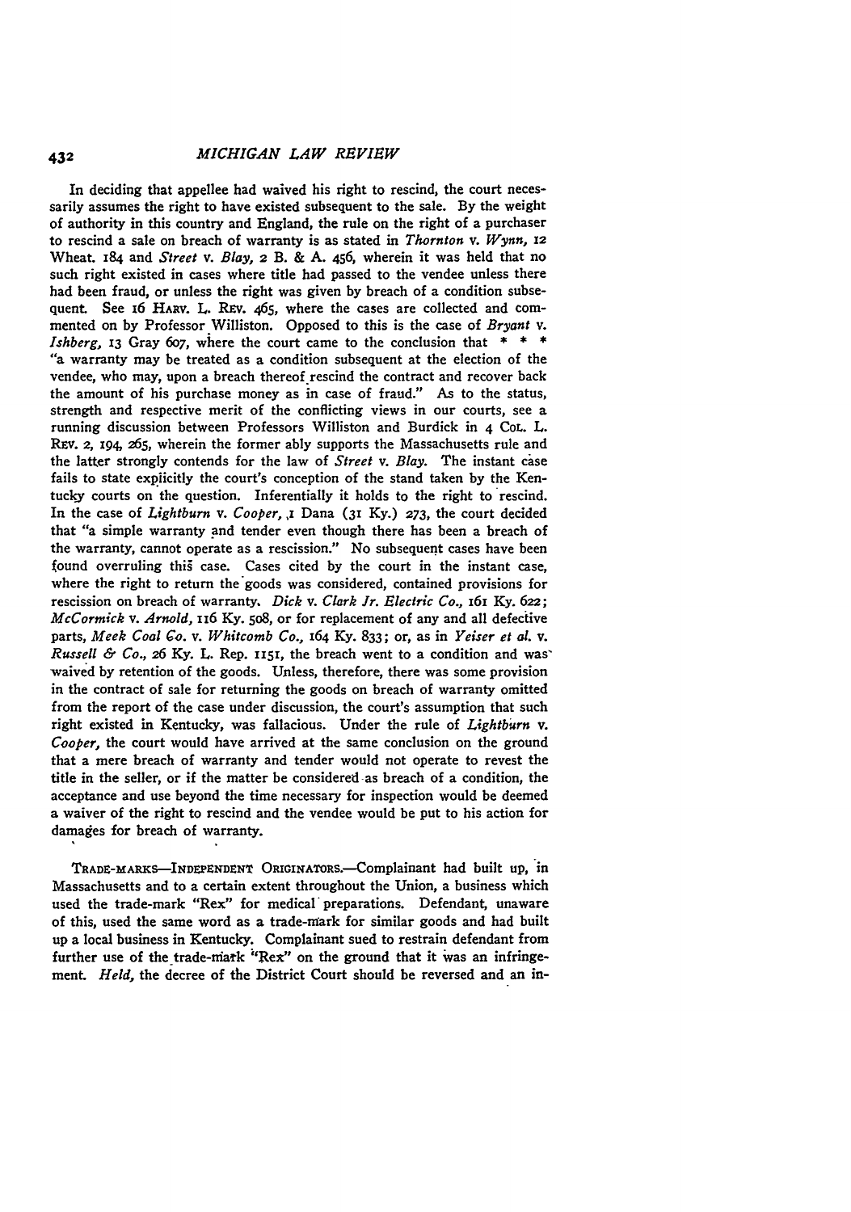In deciding that appellee had waived his right to rescind, the court necessarily assumes the right to have existed subsequent to the sale. By the weight of authority in this country and England, the rule on the right of a purchaser to rescind a sale on breach of warranty is as stated in *Thornton* v. *Wynn*, 12 Wheat. 184 and *Street* v. *Blay*, 2 B. & A. 456, wherein it was held that no such right existed in cases where title had passed to the vendee unless there had been fraud, or unless the right was given by breach of a condition subsequent. See 16 HARV. L. REV. 465, where the cases are collected and commented on by Professor Williston. Opposed to this is the case of *Bryant* v. *Ishberg*, 13 Gray 607, where the court came to the conclusion that * * * "a warranty may be treated as a condition subsequent at the election of the vendee, who may, upon a breach thereof rescind the contract and recover back the amount of his purchase money as in case of fraud." As to the status, strength and respective merit of the conflicting views in our courts, see a running discussion between Professors Williston and Burdick in 4 COL. L. REV. 2, 194, 265, wherein the former ably supports the Massachusetts rule and the latter strongly contends for the law of *Street* v. *Blay*. The instant case fails to state explicitly the court's conception of the stand taken by the Kentucky courts on the question. Inferentially it holds to the right to rescind. In the case of *Lightburn* v. *Cooper*, 1 Dana (31 Ky.) 273, the court decided that "a simple warranty and tender even though there has been a breach of the warranty, cannot operate as a rescission." No subsequent cases have been found overruling this case. Cases cited by the court in the instant case, where the right to return the goods was considered, contained provisions for rescission on breach of warranty. *Dick* v. *Clark Jr. Electric Co.*, 161 Ky. 622; *McCormick* v. *Arnold*, 116 Ky. 508, or for replacement of any and all defective parts, *Meek Coal Co.* v. *Whitcomb Co.*, 164 Ky. 833; or, as in *Yeiser et al.* v. *Russell & Co.*, 26 Ky. L. Rep. 1151, the breach went to a condition and was waived by retention of the goods. Unless, therefore, there was some provision in the contract of sale for returning the goods on breach of warranty omitted from the report of the case under discussion, the court's assumption that such right existed in Kentucky, was fallacious. Under the rule of *Lightburn* v. *Cooper*, the court would have arrived at the same conclusion on the ground that a mere breach of warranty and tender would not operate to revest the title in the seller, or if the matter be considered as breach of a condition, the acceptance and use beyond the time necessary for inspection would be deemed a waiver of the right to rescind and the vendee would be put to his action for damages for breach of warranty.

TRADE-MARKS—INDEPENDENT ORIGINATORS.—Complainant had built up, in Massachusetts and to a certain extent throughout the Union, a business which used the trade-mark "Rex" for medical preparations. Defendant, unaware of this, used the same word as a trade-mark for similar goods and had built up a local business in Kentucky. Complainant sued to restrain defendant from further use of the trade-mark "Rex" on the ground that it was an infringement. *Held*, the decree of the District Court should be reversed and an in-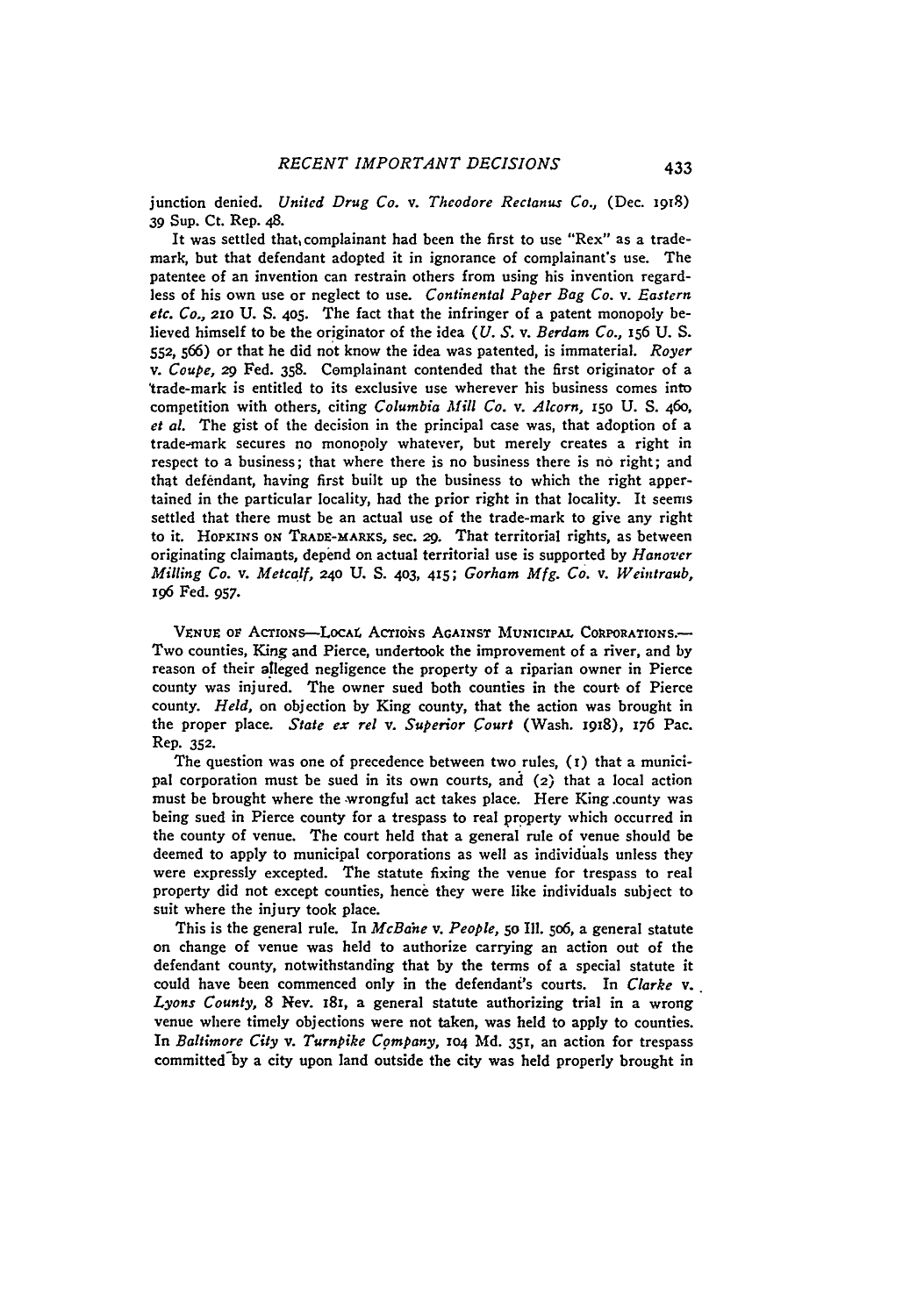junction denied. *United Drug Co.* v. *Theodore Rectanus Co.,* (Dec. 1918) 39 Sup. Ct. Rep. 48.

It was settled that complainant had been the first to use "Rex" as a trade-mark, but that defendant adopted it in ignorance of complainant's use. The patentee of an invention can restrain others from using his invention regardless of his own use or neglect to use. *Continental Paper Bag Co.* v. *Eastern etc. Co.,* 210 U. S. 405. The fact that the infringer of a patent monopoly believed himself to be the originator of the idea (*U. S.* v. *Berdam Co.,* 156 U. S. 552, 566) or that he did not know the idea was patented, is immaterial. *Royer* v. *Coupe,* 29 Fed. 358. Complainant contended that the first originator of a trade-mark is entitled to its exclusive use wherever his business comes into competition with others, citing *Columbia Mill Co.* v. *Alcorn,* 150 U. S. 460, *et al.* The gist of the decision in the principal case was, that adoption of a trade-mark secures no monopoly whatever, but merely creates a right in respect to a business; that where there is no business there is no right; and that defendant, having first built up the business to which the right appertained in the particular locality, had the prior right in that locality. It seems settled that there must be an actual use of the trade-mark to give any right to it. HOPKINS ON TRADE-MARKS, sec. 29. That territorial rights, as between originating claimants, depend on actual territorial use is supported by *Hanover Milling Co.* v. *Metcalf,* 240 U. S. 403, 415; *Gorham Mfg. Co.* v. *Weintraub,* 196 Fed. 957.

VENUE OF ACTIONS—LOCAL ACTIONS AGAINST MUNICIPAL CORPORATIONS.—Two counties, King and Pierce, undertook the improvement of a river, and by reason of their alleged negligence the property of a riparian owner in Pierce county was injured. The owner sued both counties in the court of Pierce county. *Held,* on objection by King county, that the action was brought in the proper place. *State ex rel* v. *Superior Court* (Wash. 1918), 176 Pac. Rep. 352.

The question was one of precedence between two rules, (1) that a municipal corporation must be sued in its own courts, and (2) that a local action must be brought where the wrongful act takes place. Here King county was being sued in Pierce county for a trespass to real property which occurred in the county of venue. The court held that a general rule of venue should be deemed to apply to municipal corporations as well as individuals unless they were expressly excepted. The statute fixing the venue for trespass to real property did not except counties, hence they were like individuals subject to suit where the injury took place.

This is the general rule. In *McBane* v. *People,* 50 Ill. 506, a general statute on change of venue was held to authorize carrying an action out of the defendant county, notwithstanding that by the terms of a special statute it could have been commenced only in the defendant's courts. In *Clarke* v. *Lyons County,* 8 Nev. 181, a general statute authorizing trial in a wrong venue where timely objections were not taken, was held to apply to counties. In *Baltimore City* v. *Turnpike Company,* 104 Md. 351, an action for trespass committed by a city upon land outside the city was held properly brought in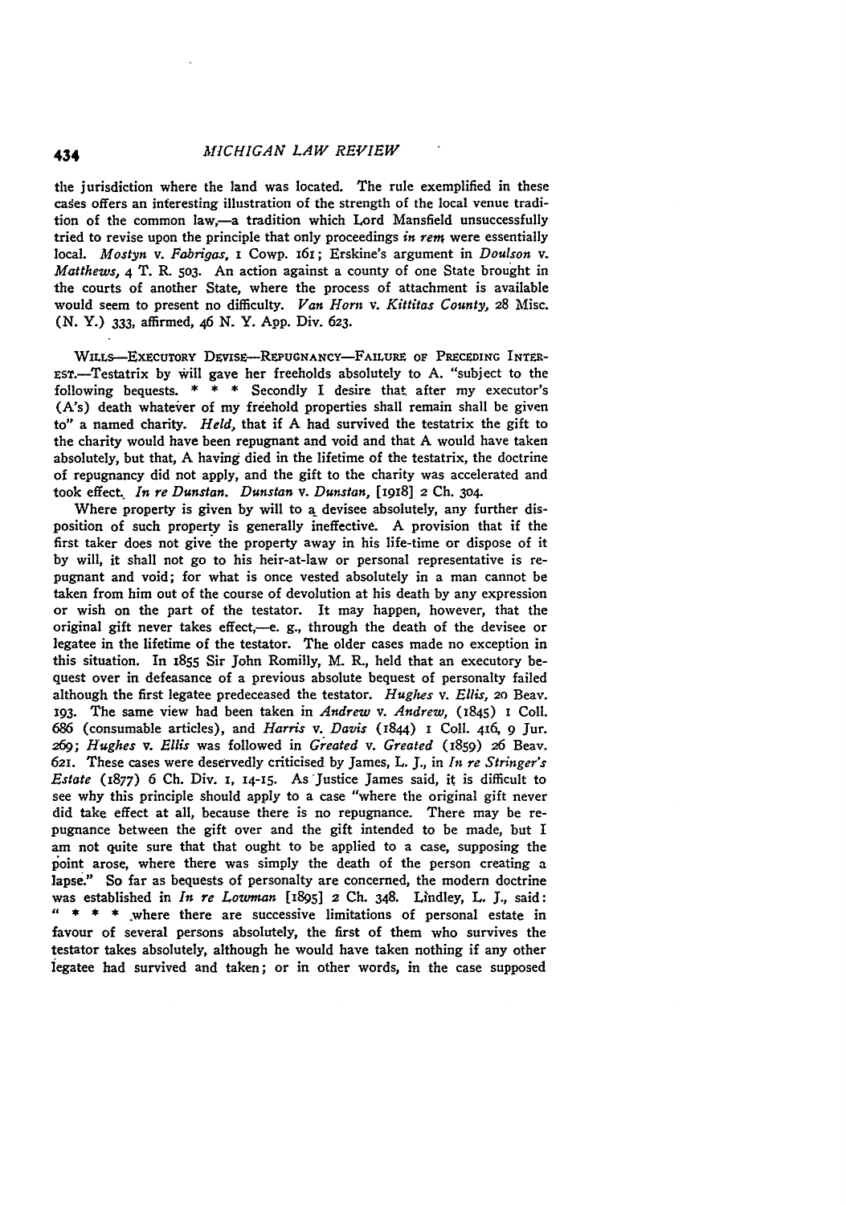the jurisdiction where the land was located. The rule exemplified in these cases offers an interesting illustration of the strength of the local venue tradition of the common law,—a tradition which Lord Mansfield unsuccessfully tried to revise upon the principle that only proceedings *in rem* were essentially local. *Mostyn* v. *Fabrigas*, 1 Cowp. 161; Erskine's argument in *Doulson* v. *Matthews*, 4 T. R. 503. An action against a county of one State brought in the courts of another State, where the process of attachment is available would seem to present no difficulty. *Van Horn* v. *Kittitas County*, 28 Misc. (N. Y.) 333, affirmed, 46 N. Y. App. Div. 623.

WILLS—EXECUTORY DEVISE—REPUGNANCY—FAILURE OF PRECEDING INTEREST.—Testatrix by will gave her freeholds absolutely to A. "subject to the following bequests. * * * Secondly I desire that after my executor's (A's) death whatever of my freehold properties shall remain shall be given to" a named charity. *Held*, that if A had survived the testatrix the gift to the charity would have been repugnant and void and that A would have taken absolutely, but that, A having died in the lifetime of the testatrix, the doctrine of repugnancy did not apply, and the gift to the charity was accelerated and took effect. *In re Dunstan. Dunstan* v. *Dunstan*, [1918] 2 Ch. 304.

Where property is given by will to a devisee absolutely, any further disposition of such property is generally ineffective. A provision that if the first taker does not give the property away in his life-time or dispose of it by will, it shall not go to his heir-at-law or personal representative is repugnant and void; for what is once vested absolutely in a man cannot be taken from him out of the course of devolution at his death by any expression or wish on the part of the testator. It may happen, however, that the original gift never takes effect,—e. g., through the death of the devisee or legatee in the lifetime of the testator. The older cases made no exception in this situation. In 1855 Sir John Romilly, M. R., held that an executory bequest over in defeasance of a previous absolute bequest of personalty failed although the first legatee predeceased the testator. *Hughes* v. *Ellis*, 20 Beav. 193. The same view had been taken in *Andrew* v. *Andrew*, (1845) 1 Coll. 686 (consumable articles), and *Harris* v. *Davis* (1844) 1 Coll. 416, 9 Jur. 269; *Hughes* v. *Ellis* was followed in *Greated* v. *Greated* (1859) 26 Beav. 621. These cases were deservedly criticised by James, L. J., in *In re Stringer's Estate* (1877) 6 Ch. Div. 1, 14-15. As Justice James said, it is difficult to see why this principle should apply to a case "where the original gift never did take effect at all, because there is no repugnance. There may be repugnance between the gift over and the gift intended to be made, but I am not quite sure that that ought to be applied to a case, supposing the point arose, where there was simply the death of the person creating a lapse." So far as bequests of personalty are concerned, the modern doctrine was established in *In re Lowman* [1895] 2 Ch. 348. Lindley, L. J., said: " * * * where there are successive limitations of personal estate in favour of several persons absolutely, the first of them who survives the testator takes absolutely, although he would have taken nothing if any other legatee had survived and taken; or in other words, in the case supposed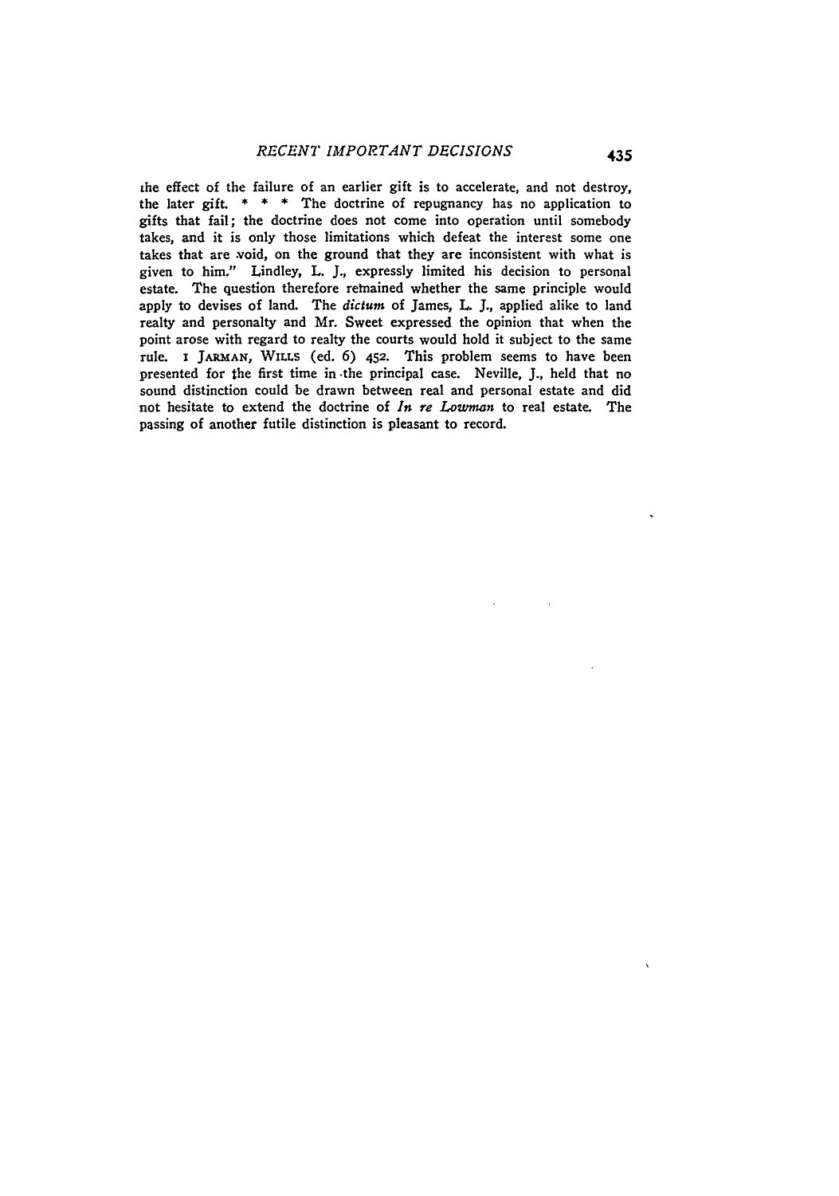the effect of the failure of an earlier gift is to accelerate, and not destroy, the later gift. * * * The doctrine of repugnancy has no application to gifts that fail; the doctrine does not come into operation until somebody takes, and it is only those limitations which defeat the interest some one takes that are void, on the ground that they are inconsistent with what is given to him." Lindley, L. J., expressly limited his decision to personal estate. The question therefore remained whether the same principle would apply to devises of land. The *dictum* of James, L. J., applied alike to land realty and personalty and Mr. Sweet expressed the opinion that when the point arose with regard to realty the courts would hold it subject to the same rule. 1 JARMAN, WILLS (ed. 6) 452. This problem seems to have been presented for the first time in the principal case. Neville, J., held that no sound distinction could be drawn between real and personal estate and did not hesitate to extend the doctrine of *In re Lowman* to real estate. The passing of another futile distinction is pleasant to record.